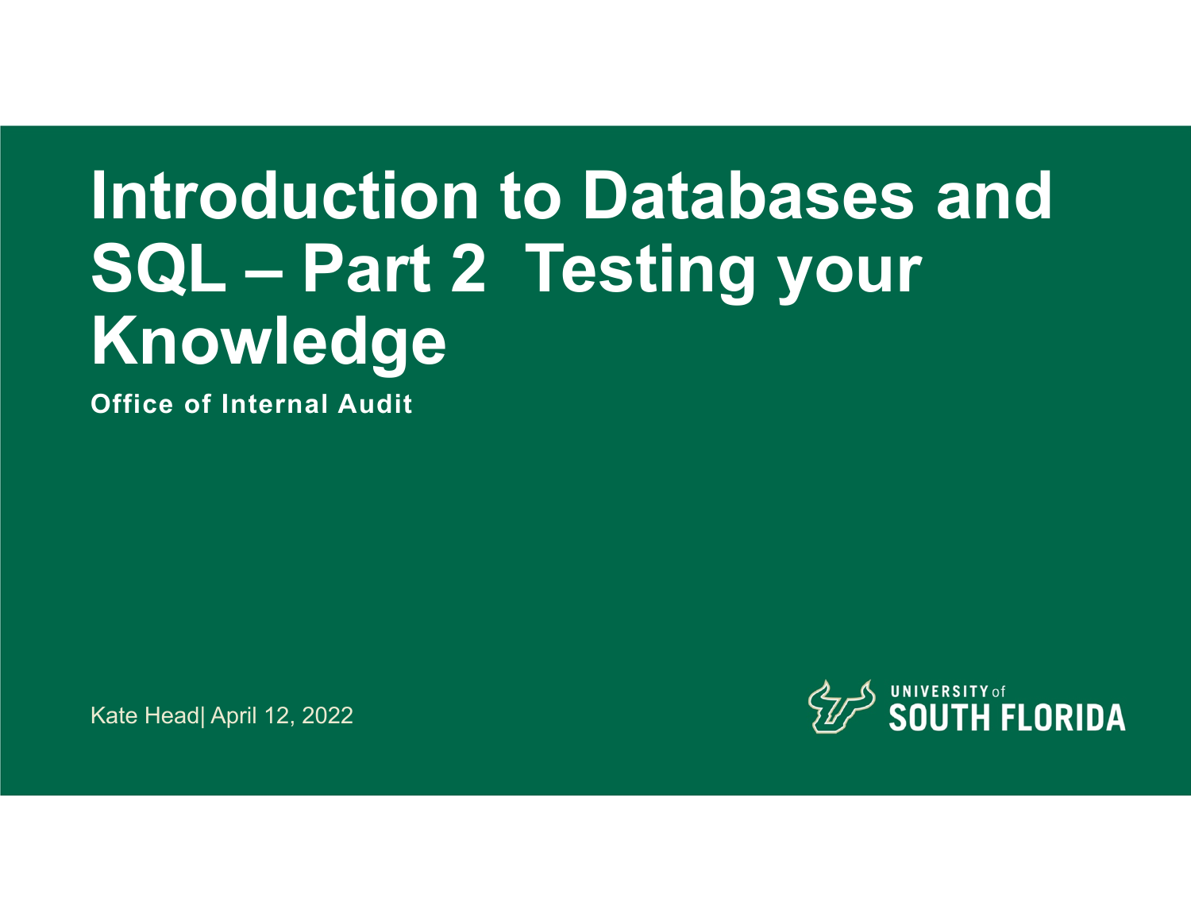# Introduction to Databases and SQL – Part 2 Testing your Knowledge

**Office of Internal Audit**

Kate Head| April 12, 2022

UNIVERSITY of SOUTH FLORIDA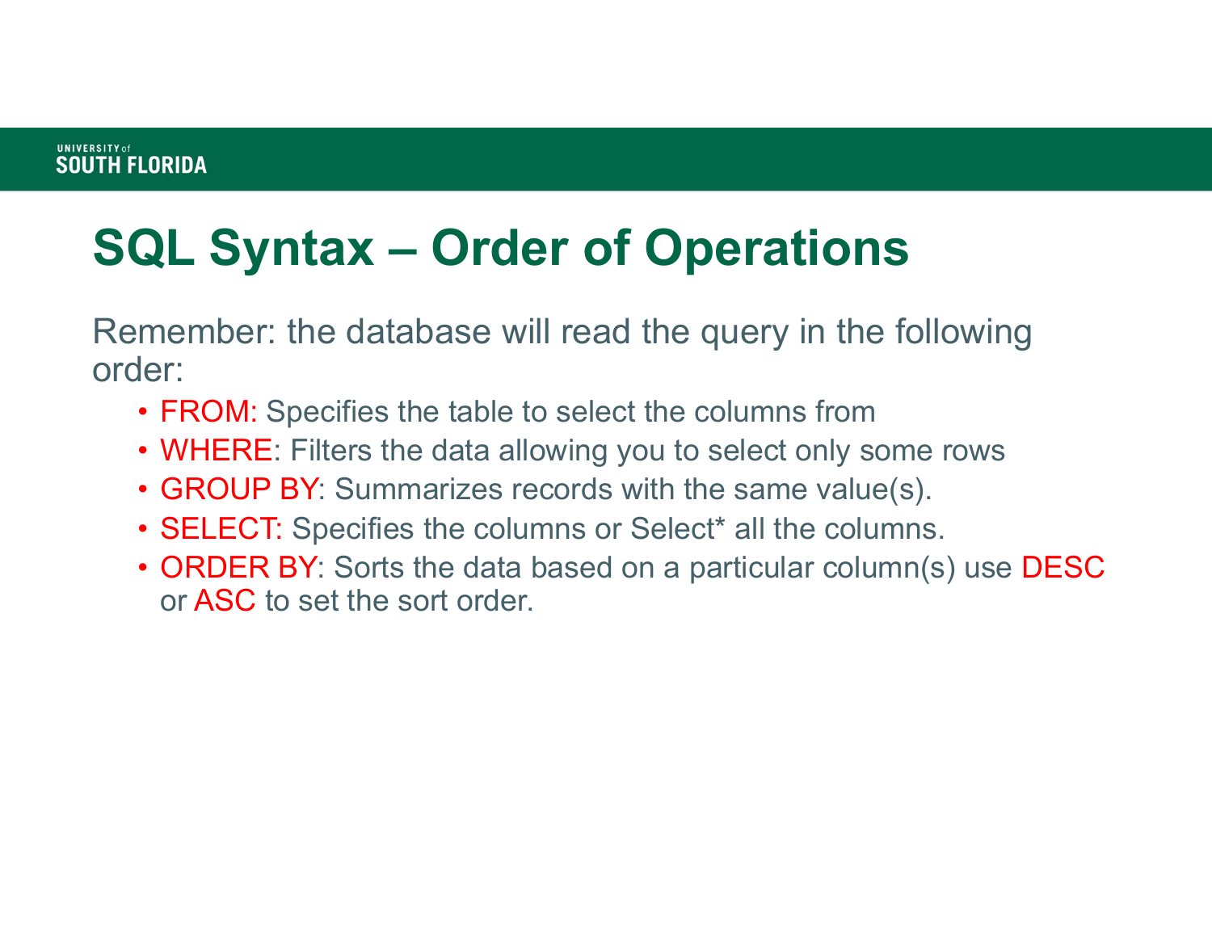# SQL Syntax – Order of Operations

Remember: the database will read the query in the following order:

- FROM: Specifies the table to select the columns from
- WHERE: Filters the data allowing you to select only some rows
- GROUP BY: Summarizes records with the same value(s).
- SELECT: Specifies the columns or Select* all the columns.
- ORDER BY: Sorts the data based on a particular column(s) use DESC or ASC to set the sort order.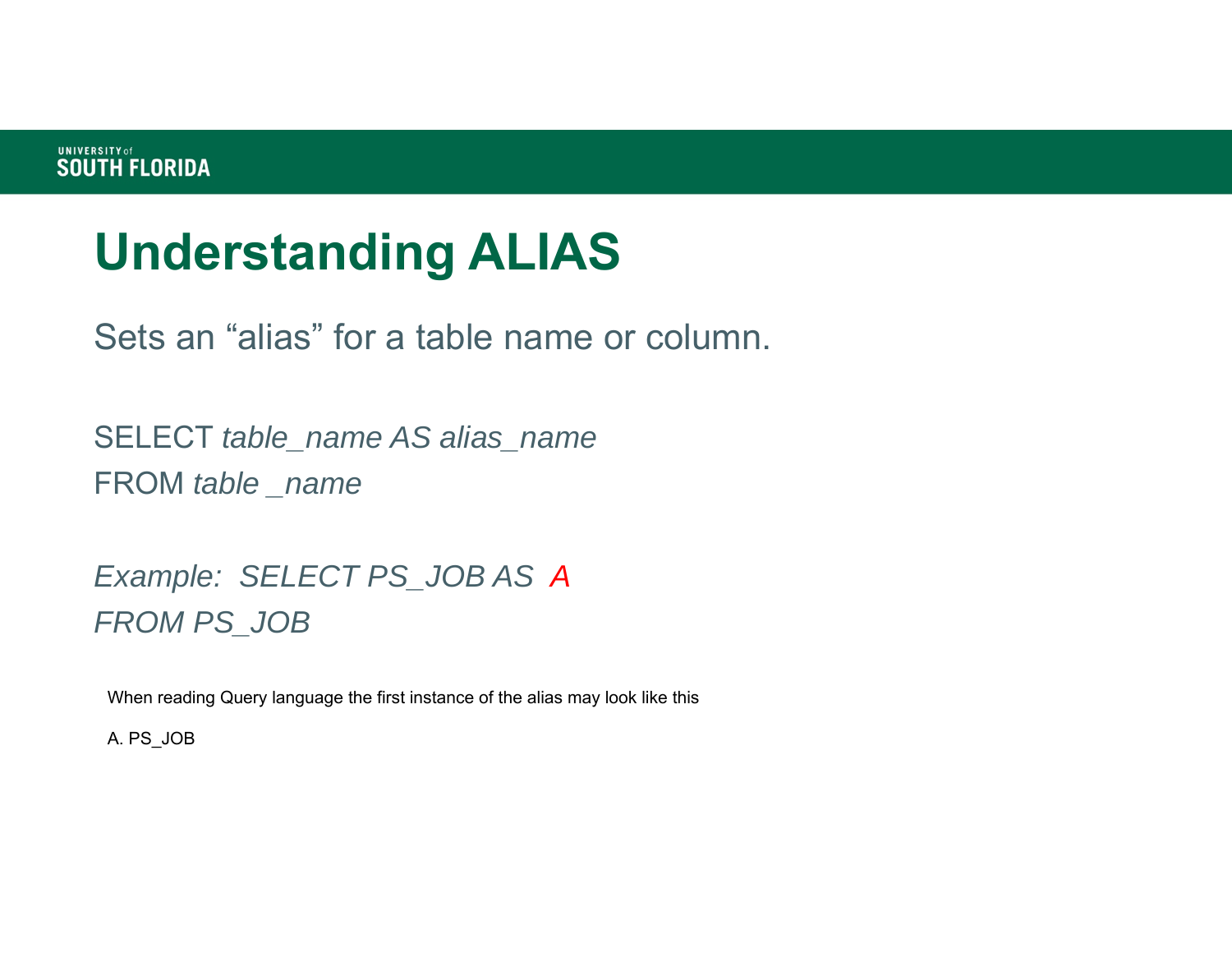# Understanding ALIAS

Sets an "alias" for a table name or column.

SELECT *table_name AS alias_name*
FROM *table _name*

*Example: SELECT PS_JOB AS A*
*FROM PS_JOB*

When reading Query language the first instance of the alias may look like this

A. PS_JOB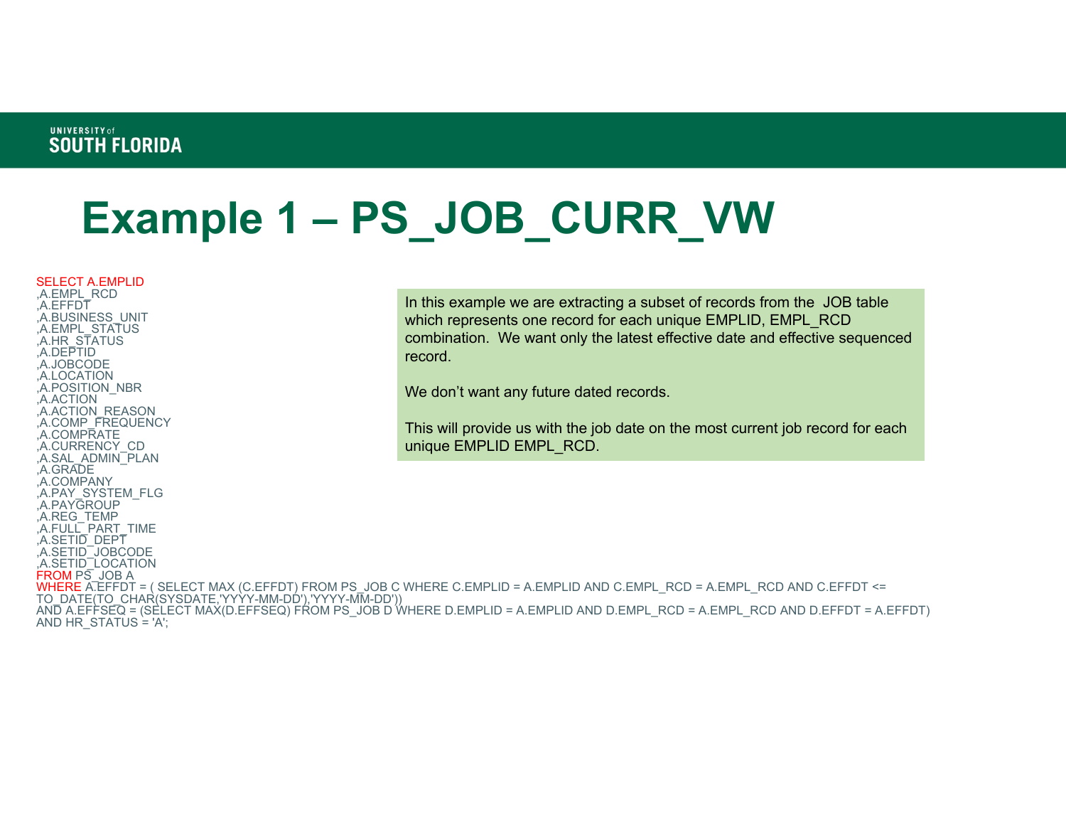# Example 1 – PS_JOB_CURR_VW

```
SELECT A.EMPLID
,A.EMPL_RCD
,A.EFFDT
,A.BUSINESS_UNIT
,A.EMPL_STATUS
,A.HR_STATUS
,A.DEPTID
,A.JOBCODE
,A.LOCATION
,A.POSITION_NBR
,A.ACTION
,A.ACTION_REASON
,A.COMP_FREQUENCY
,A.COMPRATE
,A.CURRENCY_CD
,A.SAL_ADMIN_PLAN
,A.GRADE
,A.COMPANY
,A.PAY_SYSTEM_FLG
,A.PAYGROUP
,A.REG_TEMP
,A.FULL_PART_TIME
,A.SETID_DEPT
,A.SETID_JOBCODE
,A.SETID_LOCATION
FROM PS_JOB A
WHERE A.EFFDT = ( SELECT MAX (C.EFFDT) FROM PS_JOB C WHERE C.EMPLID = A.EMPLID AND C.EMPL_RCD = A.EMPL_RCD AND C.EFFDT <=
TO_DATE(TO_CHAR(SYSDATE,'YYYY-MM-DD'),'YYYY-MM-DD'))
AND A.EFFSEQ = (SELECT MAX(D.EFFSEQ) FROM PS_JOB D WHERE D.EMPLID = A.EMPLID AND D.EMPL_RCD = A.EMPL_RCD AND D.EFFDT = A.EFFDT)
AND HR_STATUS = 'A';
```

In this example we are extracting a subset of records from the JOB table which represents one record for each unique EMPLID, EMPL_RCD combination. We want only the latest effective date and effective sequenced record.

We don't want any future dated records.

This will provide us with the job date on the most current job record for each unique EMPLID EMPL_RCD.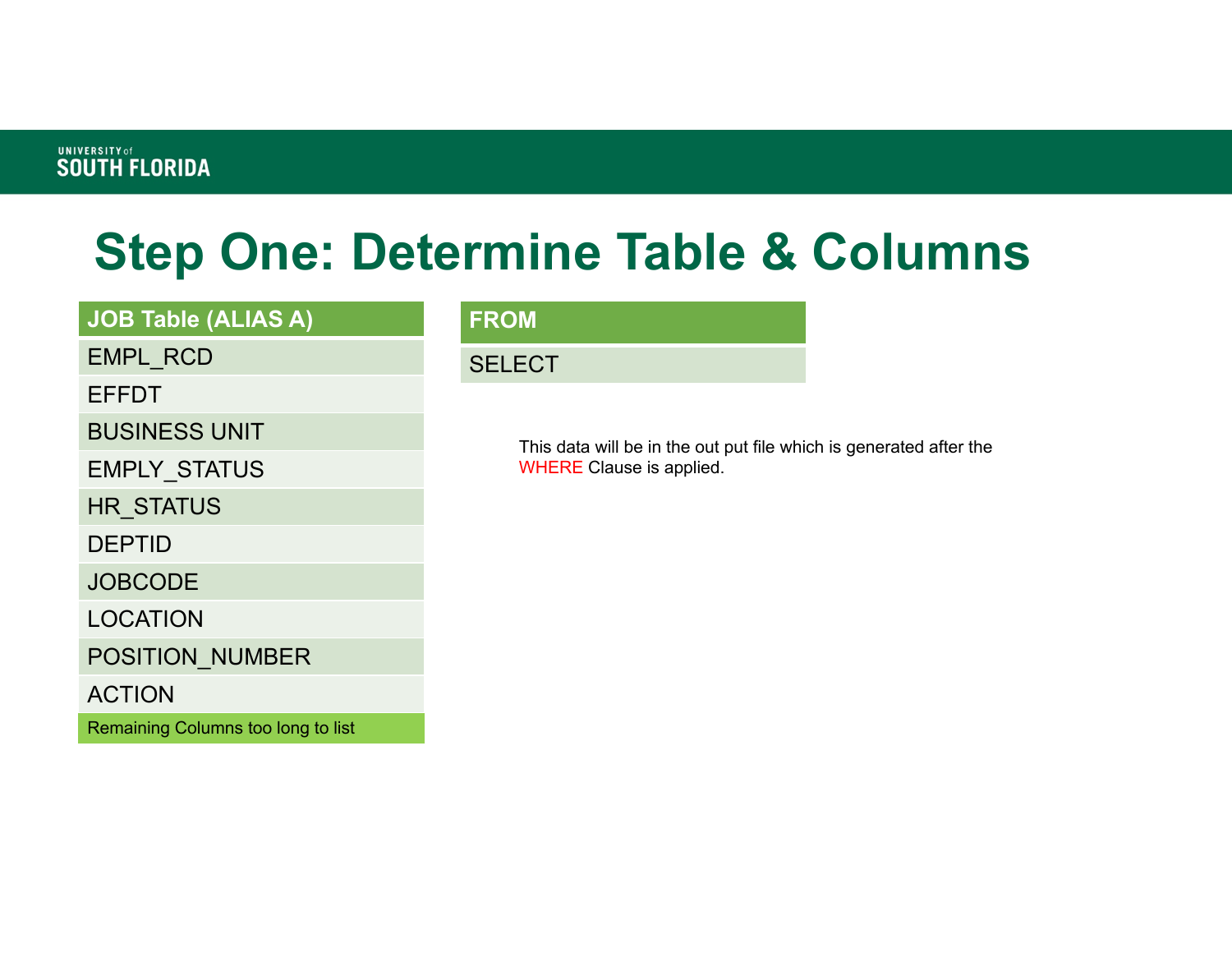# Step One: Determine Table & Columns

| JOB Table (ALIAS A) |
|---|
| EMPL_RCD |
| EFFDT |
| BUSINESS UNIT |
| EMPLY_STATUS |
| HR_STATUS |
| DEPTID |
| JOBCODE |
| LOCATION |
| POSITION_NUMBER |
| ACTION |
| Remaining Columns too long to list |

| FROM |
|---|
| SELECT |

This data will be in the out put file which is generated after the WHERE Clause is applied.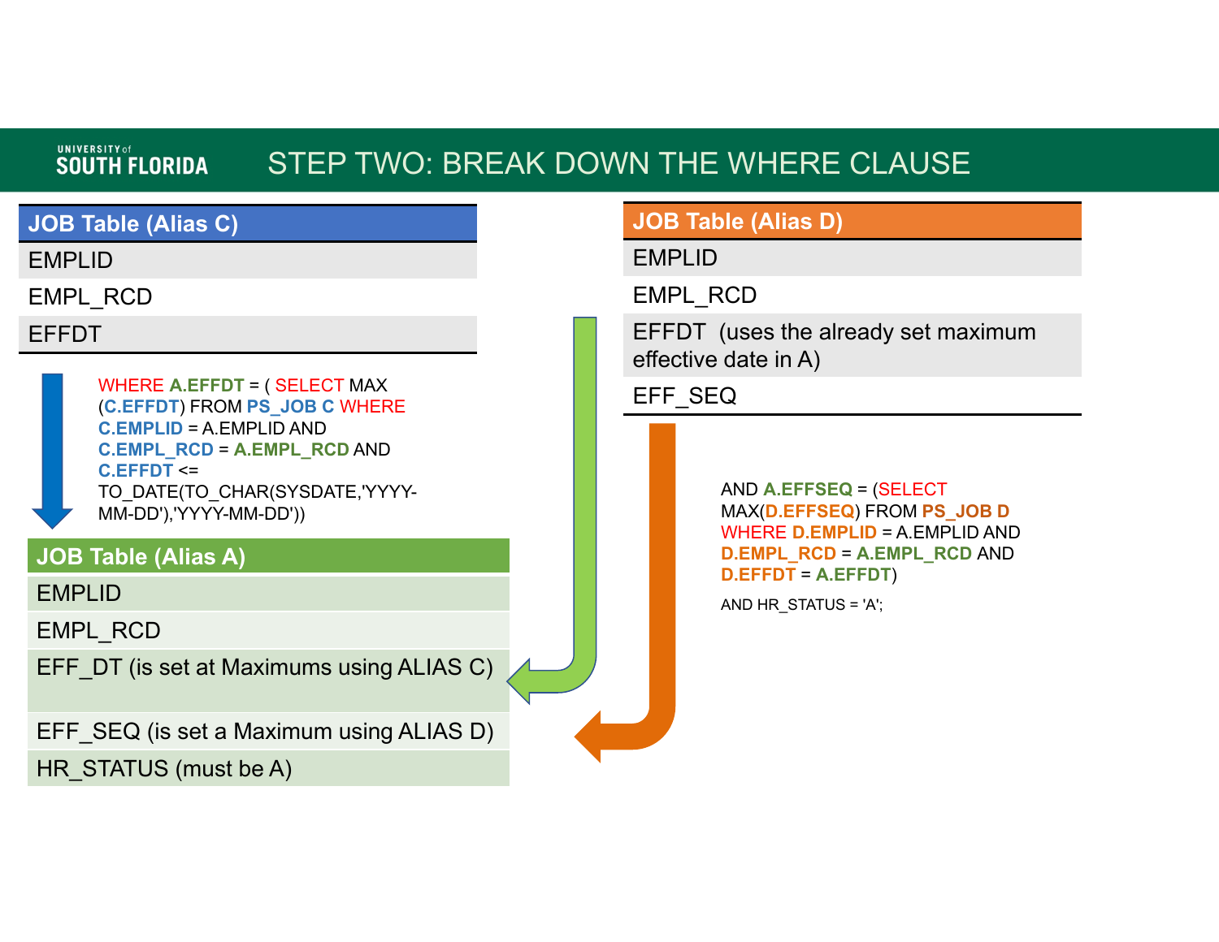# STEP TWO: BREAK DOWN THE WHERE CLAUSE

| JOB Table (Alias C) |
| --- |
| EMPLID |
| EMPL_RCD |
| EFFDT |

```
WHERE A.EFFDT = ( SELECT MAX
(C.EFFDT) FROM PS_JOB C WHERE
C.EMPLID = A.EMPLID AND
C.EMPL_RCD = A.EMPL_RCD AND
C.EFFDT <=
TO_DATE(TO_CHAR(SYSDATE,'YYYY-
MM-DD'),'YYYY-MM-DD'))
```

| JOB Table (Alias A) |
| --- |
| EMPLID |
| EMPL_RCD |
| EFF_DT (is set at Maximums using ALIAS C) |
| EFF_SEQ (is set a Maximum using ALIAS D) |
| HR_STATUS (must be A) |

| JOB Table (Alias D) |
| --- |
| EMPLID |
| EMPL_RCD |
| EFFDT (uses the already set maximum effective date in A) |
| EFF_SEQ |

```
AND A.EFFSEQ = (SELECT
MAX(D.EFFSEQ) FROM PS_JOB D
WHERE D.EMPLID = A.EMPLID AND
D.EMPL_RCD = A.EMPL_RCD AND
D.EFFDT = A.EFFDT)

AND HR_STATUS = 'A';
```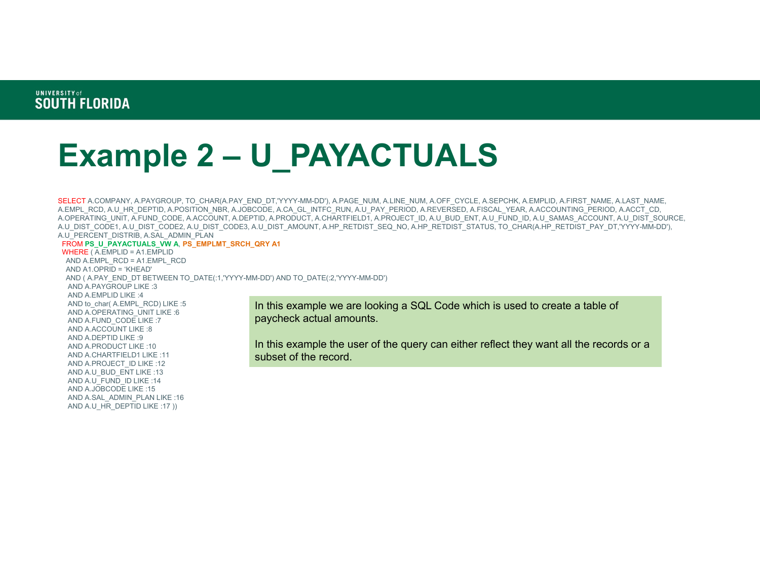# Example 2 – U_PAYACTUALS

```
SELECT A.COMPANY, A.PAYGROUP, TO_CHAR(A.PAY_END_DT,'YYYY-MM-DD'), A.PAGE_NUM, A.LINE_NUM, A.OFF_CYCLE, A.SEPCHK, A.EMPLID, A.FIRST_NAME, A.LAST_NAME,
A.EMPL_RCD, A.U_HR_DEPTID, A.POSITION_NBR, A.JOBCODE, A.CA_GL_INTFC_RUN, A.U_PAY_PERIOD, A.REVERSED, A.FISCAL_YEAR, A.ACCOUNTING_PERIOD, A.ACCT_CD,
A.OPERATING_UNIT, A.FUND_CODE, A.ACCOUNT, A.DEPTID, A.PRODUCT, A.CHARTFIELD1, A.PROJECT_ID, A.U_BUD_ENT, A.U_FUND_ID, A.U_SAMAS_ACCOUNT, A.U_DIST_SOURCE,
A.U_DIST_CODE1, A.U_DIST_CODE2, A.U_DIST_CODE3, A.U_DIST_AMOUNT, A.HP_RETDIST_SEQ_NO, A.HP_RETDIST_STATUS, TO_CHAR(A.HP_RETDIST_PAY_DT,'YYYY-MM-DD'),
A.U_PERCENT_DISTRIB, A.SAL_ADMIN_PLAN
 FROM PS_U_PAYACTUALS_VW A, PS_EMPLMT_SRCH_QRY A1
 WHERE ( A.EMPLID = A1.EMPLID
  AND A.EMPL_RCD = A1.EMPL_RCD
  AND A1.OPRID = 'KHEAD'
  AND ( A.PAY_END_DT BETWEEN TO_DATE(:1,'YYYY-MM-DD') AND TO_DATE(:2,'YYYY-MM-DD')
   AND A.PAYGROUP LIKE :3
   AND A.EMPLID LIKE :4
   AND to_char( A.EMPL_RCD) LIKE :5
   AND A.OPERATING_UNIT LIKE :6
   AND A.FUND_CODE LIKE :7
   AND A.ACCOUNT LIKE :8
   AND A.DEPTID LIKE :9
   AND A.PRODUCT LIKE :10
   AND A.CHARTFIELD1 LIKE :11
   AND A.PROJECT_ID LIKE :12
   AND A.U_BUD_ENT LIKE :13
   AND A.U_FUND_ID LIKE :14
   AND A.JOBCODE LIKE :15
   AND A.SAL_ADMIN_PLAN LIKE :16
   AND A.U_HR_DEPTID LIKE :17 ))
```

In this example we are looking a SQL Code which is used to create a table of paycheck actual amounts.

In this example the user of the query can either reflect they want all the records or a subset of the record.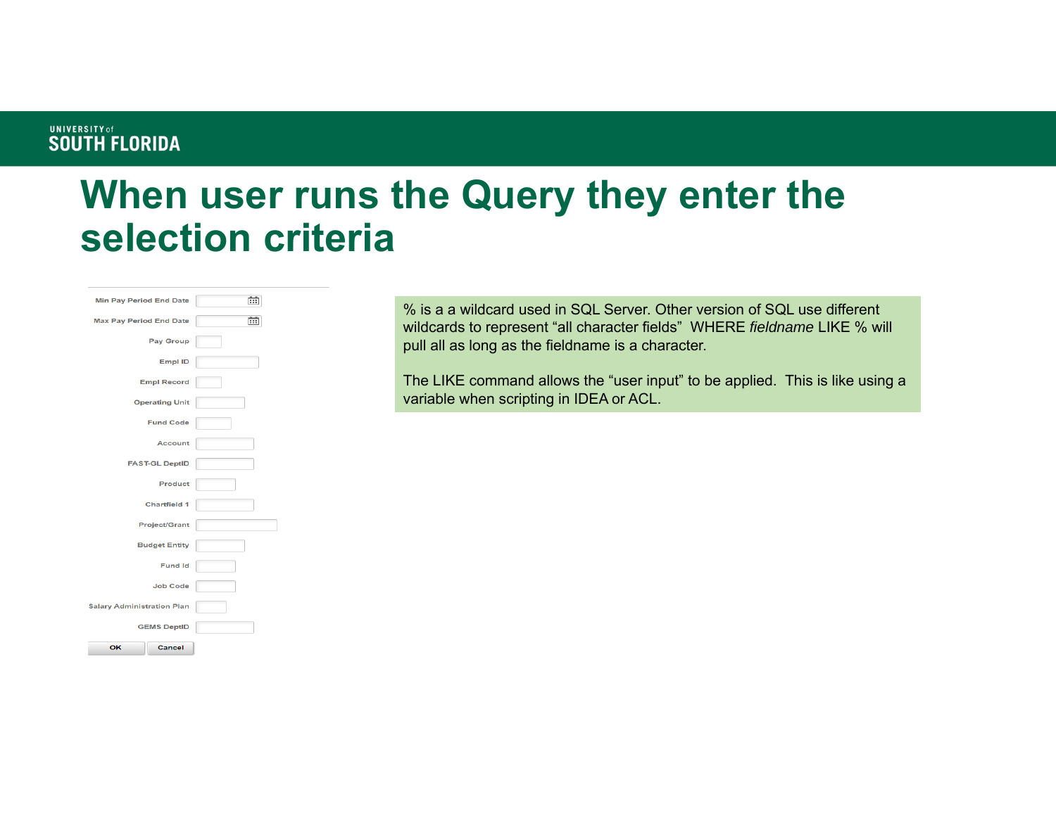# When user runs the Query they enter the selection criteria

Min Pay Period End Date

Max Pay Period End Date

Pay Group

Empl ID

Empl Record

Operating Unit

Fund Code

Account

FAST-GL DeptID

Product

Chartfield 1

Project/Grant

Budget Entity

Fund Id

Job Code

Salary Administration Plan

GEMS DeptID

OK Cancel

% is a a wildcard used in SQL Server. Other version of SQL use different wildcards to represent "all character fields" WHERE *fieldname* LIKE % will pull all as long as the fieldname is a character.

The LIKE command allows the "user input" to be applied. This is like using a variable when scripting in IDEA or ACL.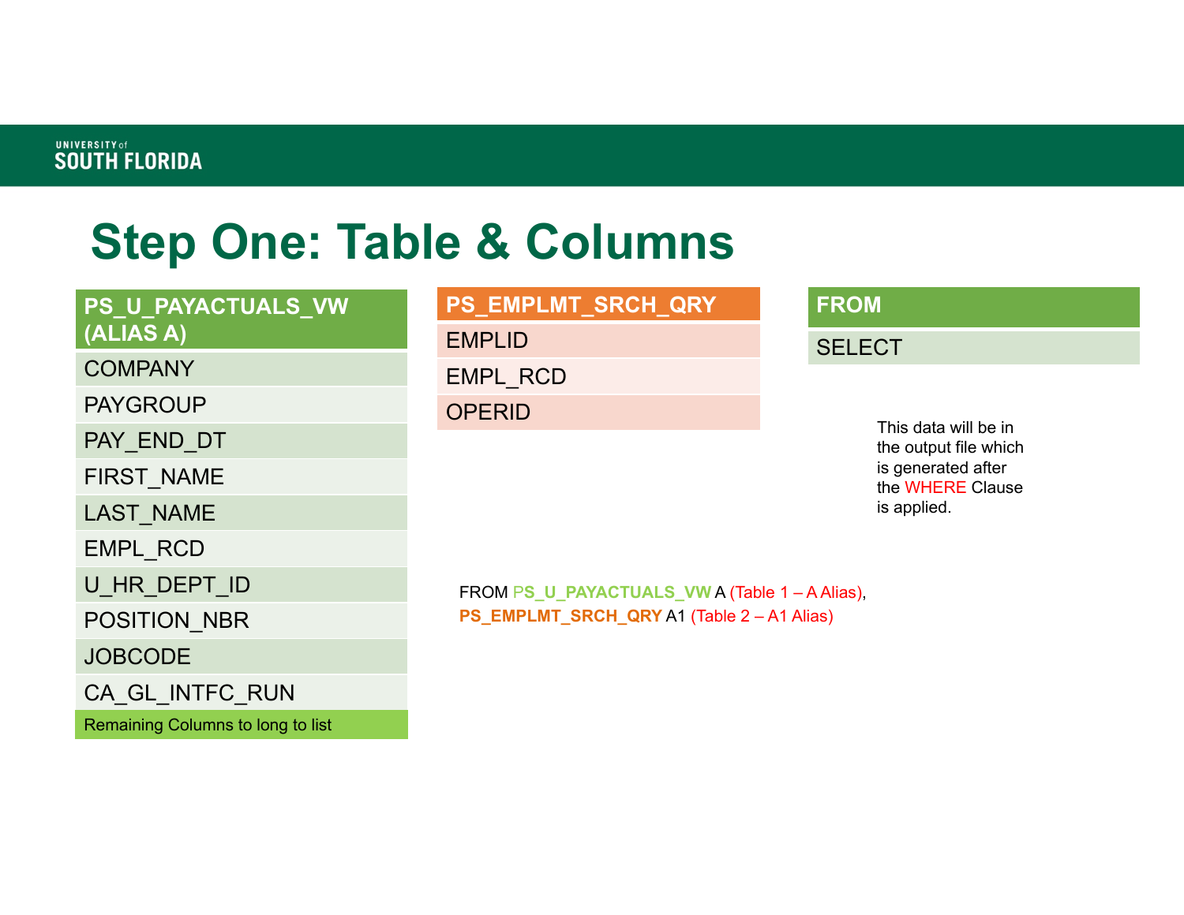# Step One: Table & Columns

| PS_U_PAYACTUALS_VW (ALIAS A) |
|---|
| COMPANY |
| PAYGROUP |
| PAY_END_DT |
| FIRST_NAME |
| LAST_NAME |
| EMPL_RCD |
| U_HR_DEPT_ID |
| POSITION_NBR |
| JOBCODE |
| CA_GL_INTFC_RUN |
| Remaining Columns to long to list |

| PS_EMPLMT_SRCH_QRY |
|---|
| EMPLID |
| EMPL_RCD |
| OPERID |

| FROM |
|---|
| SELECT |

This data will be in the output file which is generated after the WHERE Clause is applied.

FROM PS_U_PAYACTUALS_VW A (Table 1 – A Alias), PS_EMPLMT_SRCH_QRY A1 (Table 2 – A1 Alias)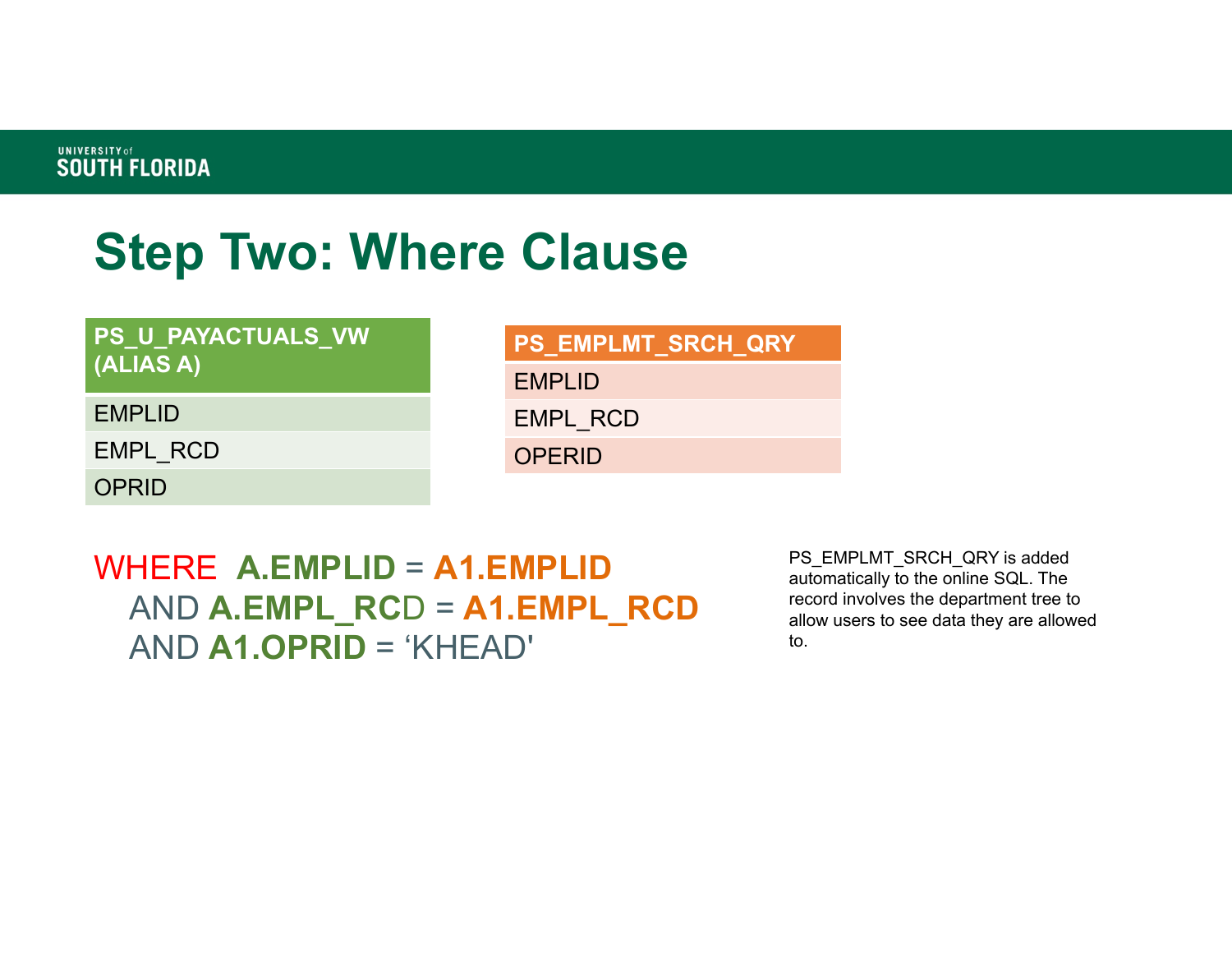# Step Two: Where Clause

| PS_U_PAYACTUALS_VW (ALIAS A) |
|---|
| EMPLID |
| EMPL_RCD |
| OPRID |

| PS_EMPLMT_SRCH_QRY |
|---|
| EMPLID |
| EMPL_RCD |
| OPERID |

```
WHERE  A.EMPLID = A1.EMPLID
   AND A.EMPL_RCD = A1.EMPL_RCD
   AND A1.OPRID = 'KHEAD'
```

PS_EMPLMT_SRCH_QRY is added automatically to the online SQL. The record involves the department tree to allow users to see data they are allowed to.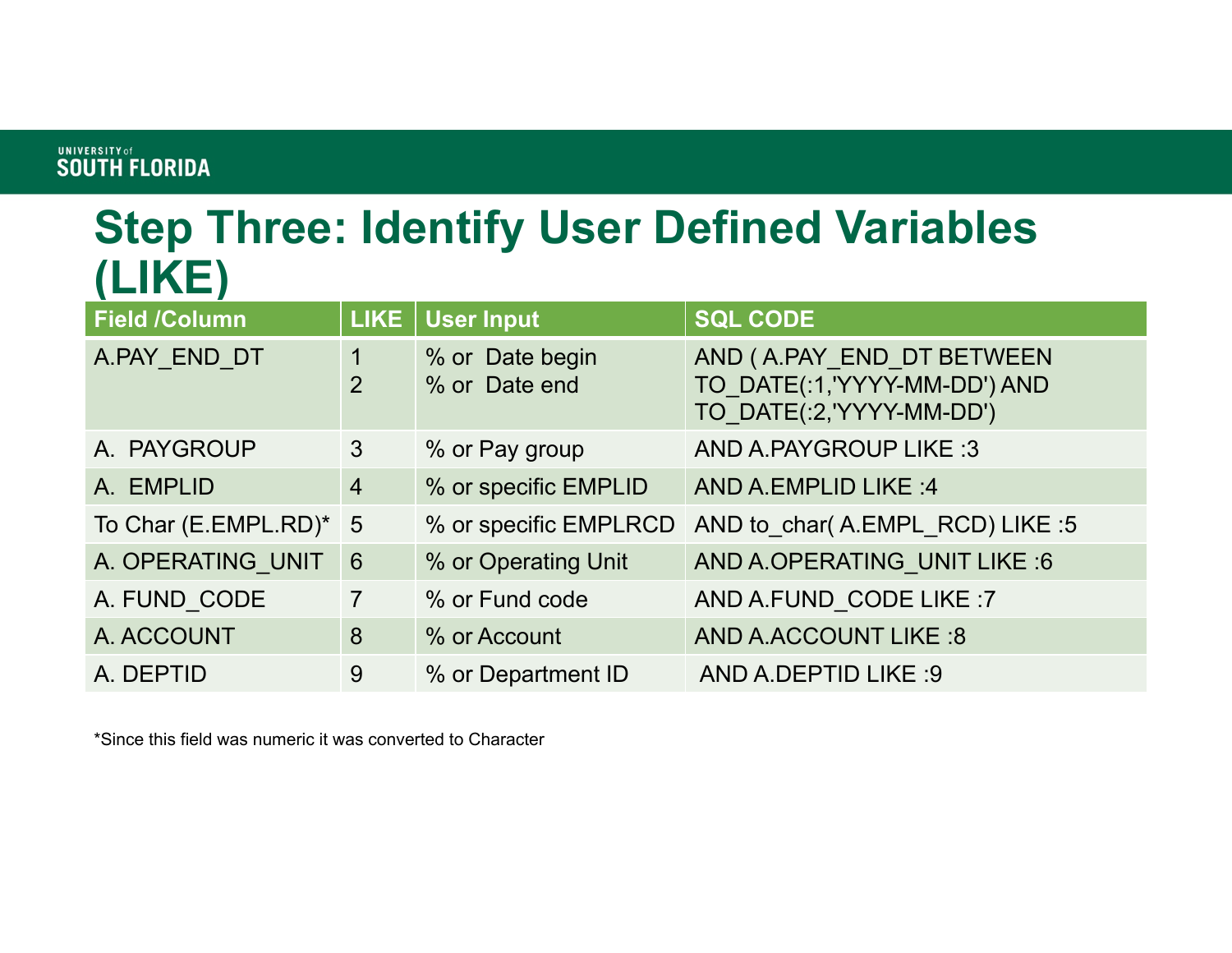# Step Three: Identify User Defined Variables (LIKE)

| Field /Column | LIKE | User Input | SQL CODE |
|---|---|---|---|
| A.PAY_END_DT | 1<br>2 | % or Date begin<br>% or Date end | AND ( A.PAY_END_DT BETWEEN TO_DATE(:1,'YYYY-MM-DD') AND TO_DATE(:2,'YYYY-MM-DD') |
| A. PAYGROUP | 3 | % or Pay group | AND A.PAYGROUP LIKE :3 |
| A. EMPLID | 4 | % or specific EMPLID | AND A.EMPLID LIKE :4 |
| To Char (E.EMPL.RD)* | 5 | % or specific EMPLRCD | AND to_char( A.EMPL_RCD) LIKE :5 |
| A. OPERATING_UNIT | 6 | % or Operating Unit | AND A.OPERATING_UNIT LIKE :6 |
| A. FUND_CODE | 7 | % or Fund code | AND A.FUND_CODE LIKE :7 |
| A. ACCOUNT | 8 | % or Account | AND A.ACCOUNT LIKE :8 |
| A. DEPTID | 9 | % or Department ID | AND A.DEPTID LIKE :9 |

*Since this field was numeric it was converted to Character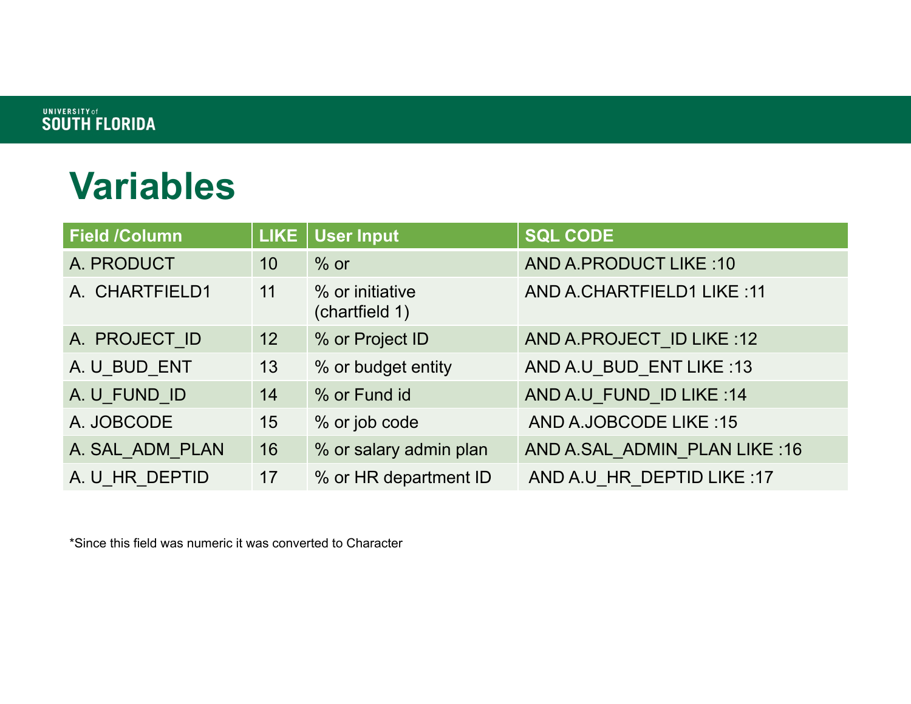# Variables

| Field /Column | LIKE | User Input | SQL CODE |
|---|---|---|---|
| A. PRODUCT | 10 | % or | AND A.PRODUCT LIKE :10 |
| A.  CHARTFIELD1 | 11 | % or initiative (chartfield 1) | AND A.CHARTFIELD1 LIKE :11 |
| A.  PROJECT_ID | 12 | % or Project ID | AND A.PROJECT_ID LIKE :12 |
| A. U_BUD_ENT | 13 | % or budget entity | AND A.U_BUD_ENT LIKE :13 |
| A. U_FUND_ID | 14 | % or Fund id | AND A.U_FUND_ID LIKE :14 |
| A. JOBCODE | 15 | % or job code | AND A.JOBCODE LIKE :15 |
| A. SAL_ADM_PLAN | 16 | % or salary admin plan | AND A.SAL_ADMIN_PLAN LIKE :16 |
| A. U_HR_DEPTID | 17 | % or HR department ID | AND A.U_HR_DEPTID LIKE :17 |

*Since this field was numeric it was converted to Character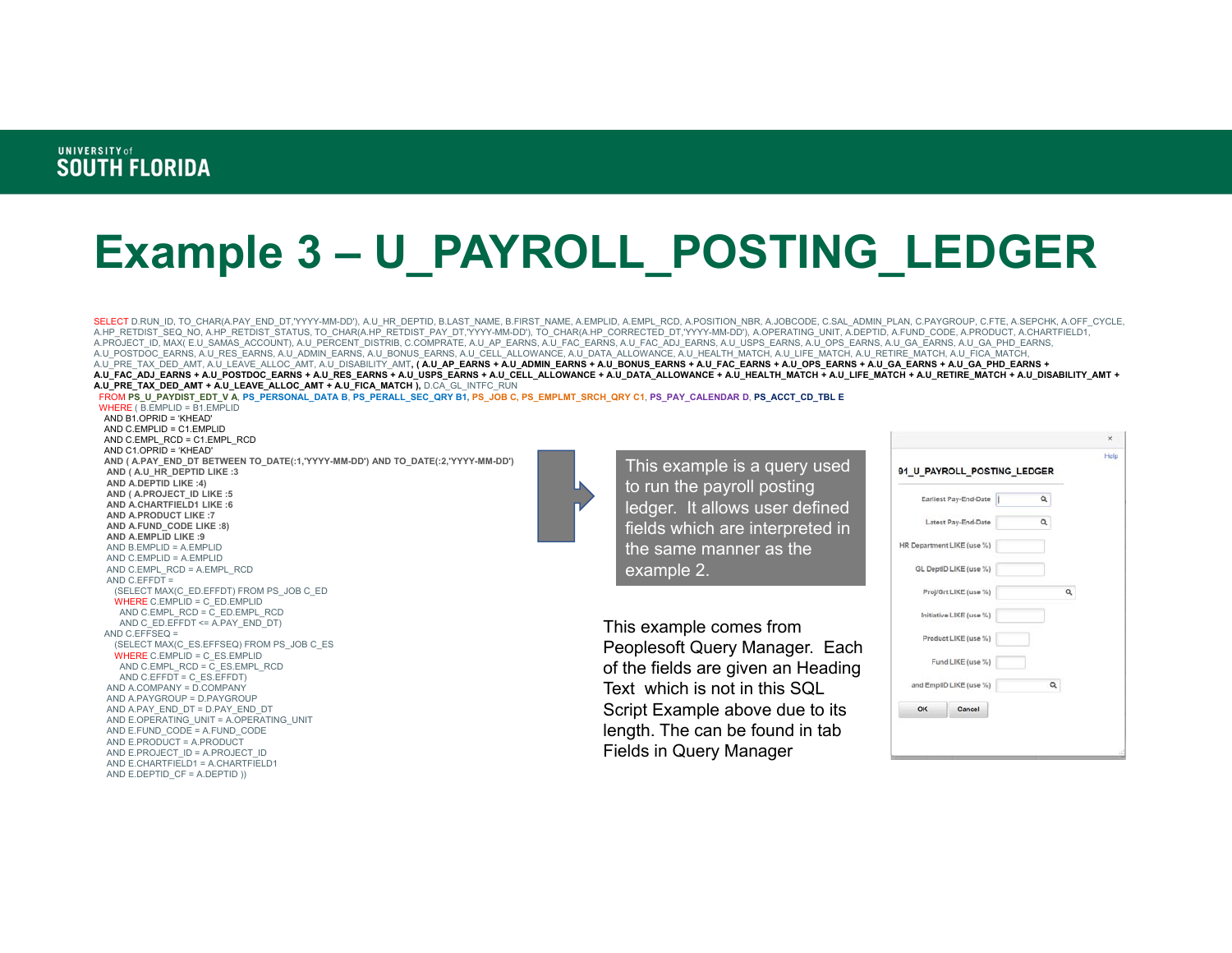# Example 3 – U_PAYROLL_POSTING_LEDGER

```
SELECT D.RUN_ID, TO_CHAR(A.PAY_END_DT,'YYYY-MM-DD'), A.U_HR_DEPTID, B.LAST_NAME, B.FIRST_NAME, A.EMPLID, A.EMPL_RCD, A.POSITION_NBR, A.JOBCODE, C.SAL_ADMIN_PLAN, C.PAYGROUP, C.FTE, A.SEPCHK, A.OFF_CYCLE,
A.HP_RETDIST_SEQ_NO, A.HP_RETDIST_STATUS, TO_CHAR(A.HP_RETDIST_PAY_DT,'YYYY-MM-DD'), TO_CHAR(A.HP_CORRECTED_DT,'YYYY-MM-DD'), A.OPERATING_UNIT, A.DEPTID, A.FUND_CODE, A.PRODUCT, A.CHARTFIELD1,
A.PROJECT_ID, MAX( E.U_SAMAS_ACCOUNT), A.U_PERCENT_DISTRIB, C.COMPRATE, A.U_AP_EARNS, A.U_FAC_EARNS, A.U_FAC_ADJ_EARNS, A.U_USPS_EARNS, A.U_OPS_EARNS, A.U_GA_EARNS, A.U_GA_PHD_EARNS,
A.U_POSTDOC_EARNS, A.U_RES_EARNS, A.U_ADMIN_EARNS, A.U_BONUS_EARNS, A.U_CELL_ALLOWANCE, A.U_DATA_ALLOWANCE, A.U_HEALTH_MATCH, A.U_LIFE_MATCH, A.U_RETIRE_MATCH, A.U_FICA_MATCH,
A.U_PRE_TAX_DED_AMT, A.U_LEAVE_ALLOC_AMT, A.U_DISABILITY_AMT, ( A.U_AP_EARNS + A.U_ADMIN_EARNS + A.U_BONUS_EARNS + A.U_FAC_EARNS + A.U_OPS_EARNS + A.U_GA_EARNS + A.U_GA_PHD_EARNS +
A.U_FAC_ADJ_EARNS + A.U_POSTDOC_EARNS + A.U_RES_EARNS + A.U_USPS_EARNS + A.U_CELL_ALLOWANCE + A.U_DATA_ALLOWANCE + A.U_HEALTH_MATCH + A.U_LIFE_MATCH + A.U_RETIRE_MATCH + A.U_DISABILITY_AMT +
A.U_PRE_TAX_DED_AMT + A.U_LEAVE_ALLOC_AMT + A.U_FICA_MATCH ), D.CA_GL_INTFC_RUN
 FROM PS_U_PAYDIST_EDT_V A, PS_PERSONAL_DATA B, PS_PERALL_SEC_QRY B1, PS_JOB C, PS_EMPLMT_SRCH_QRY C1, PS_PAY_CALENDAR D, PS_ACCT_CD_TBL E
 WHERE ( B.EMPLID = B1.EMPLID
  AND B1.OPRID = 'KHEAD'
  AND C.EMPLID = C1.EMPLID
  AND C.EMPL_RCD = C1.EMPL_RCD
  AND C1.OPRID = 'KHEAD'
  AND ( A.PAY_END_DT BETWEEN TO_DATE(:1,'YYYY-MM-DD') AND TO_DATE(:2,'YYYY-MM-DD')
   AND ( A.U_HR_DEPTID LIKE :3
   AND A.DEPTID LIKE :4)
   AND ( A.PROJECT_ID LIKE :5
   AND A.CHARTFIELD1 LIKE :6
   AND A.PRODUCT LIKE :7
   AND A.FUND_CODE LIKE :8)
   AND A.EMPLID LIKE :9
   AND B.EMPLID = A.EMPLID
   AND C.EMPLID = A.EMPLID
   AND C.EMPL_RCD = A.EMPL_RCD
   AND C.EFFDT =
     (SELECT MAX(C_ED.EFFDT) FROM PS_JOB C_ED
     WHERE C.EMPLID = C_ED.EMPLID
       AND C.EMPL_RCD = C_ED.EMPL_RCD
       AND C_ED.EFFDT <= A.PAY_END_DT)
  AND C.EFFSEQ =
     (SELECT MAX(C_ES.EFFSEQ) FROM PS_JOB C_ES
     WHERE C.EMPLID = C_ES.EMPLID
       AND C.EMPL_RCD = C_ES.EMPL_RCD
       AND C.EFFDT = C_ES.EFFDT)
   AND A.COMPANY = D.COMPANY
   AND A.PAYGROUP = D.PAYGROUP
   AND A.PAY_END_DT = D.PAY_END_DT
   AND E.OPERATING_UNIT = A.OPERATING_UNIT
   AND E.FUND_CODE = A.FUND_CODE
   AND E.PRODUCT = A.PRODUCT
   AND E.PROJECT_ID = A.PROJECT_ID
   AND E.CHARTFIELD1 = A.CHARTFIELD1
   AND E.DEPTID_CF = A.DEPTID ))
```

This example is a query used to run the payroll posting ledger. It allows user defined fields which are interpreted in the same manner as the example 2.

This example comes from Peoplesoft Query Manager. Each of the fields are given an Heading Text which is not in this SQL Script Example above due to its length. The can be found in tab Fields in Query Manager

91_U_PAYROLL_POSTING_LEDGER

- Earliest Pay-End-Date
- Latest Pay-End-Date
- HR Department LIKE (use %)
- GL DeptID LIKE (use %)
- Proj/Grt LIKE (use %)
- Initiative LIKE (use %)
- Product LIKE (use %)
- Fund LIKE (use %)
- and EmplID LIKE (use %)

OK | Cancel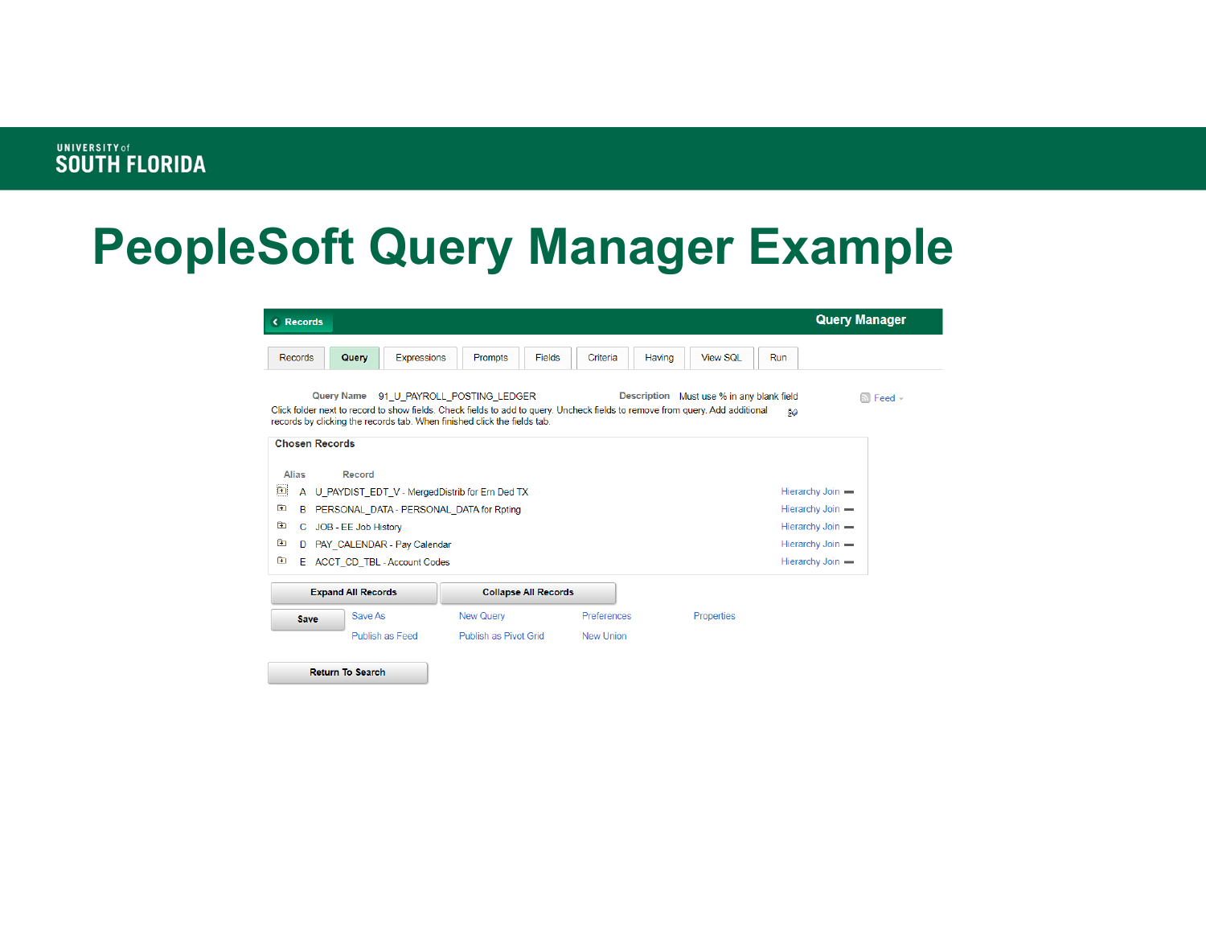# PeopleSoft Query Manager Example

Records | Query Manager

Records | Query | Expressions | Prompts | Fields | Criteria | Having | View SQL | Run

**Query Name** 91_U_PAYROLL_POSTING_LEDGER **Description** Must use % in any blank field

Feed

Click folder next to record to show fields. Check fields to add to query. Uncheck fields to remove from query. Add additional records by clicking the records tab. When finished click the fields tab.

**Chosen Records**

| Alias | Record | |
|---|---|---|
| A | U_PAYDIST_EDT_V - MergedDistrib for Ern Ded TX | Hierarchy Join |
| B | PERSONAL_DATA - PERSONAL_DATA for Rpting | Hierarchy Join |
| C | JOB - EE Job History | Hierarchy Join |
| D | PAY_CALENDAR - Pay Calendar | Hierarchy Join |
| E | ACCT_CD_TBL - Account Codes | Hierarchy Join |

Expand All Records | Collapse All Records

Save | Save As | New Query | Preferences | Properties

Publish as Feed | Publish as Pivot Grid | New Union

Return To Search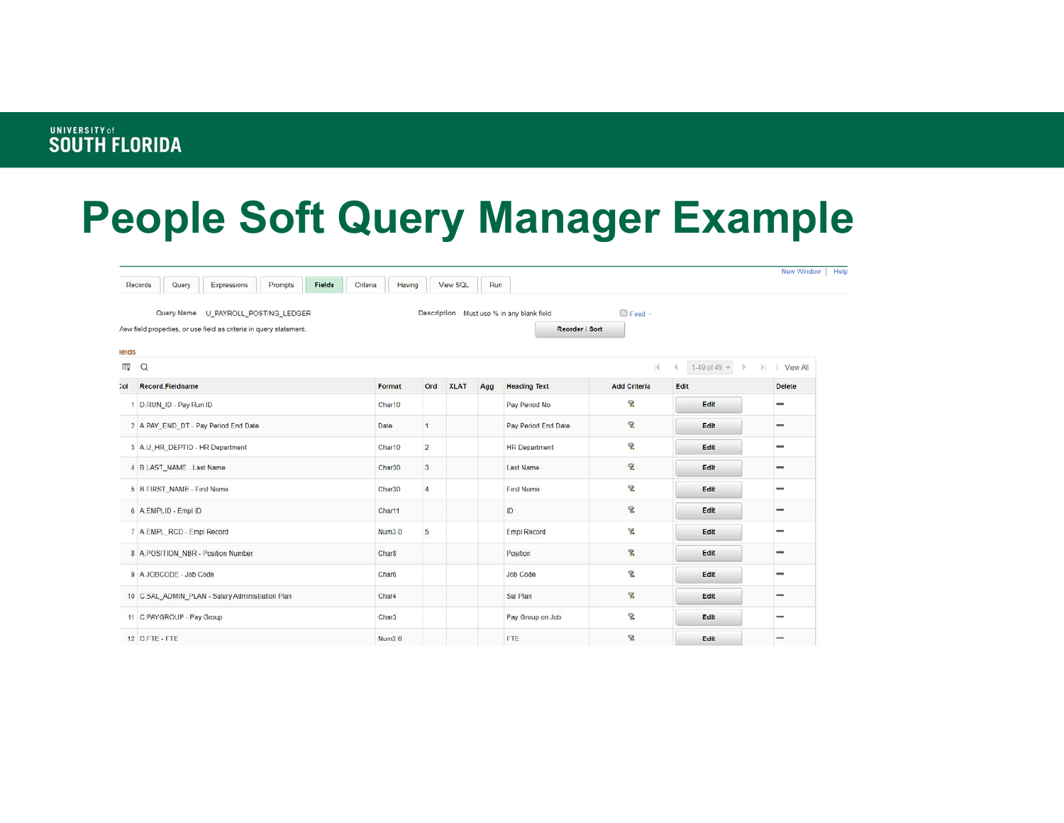# People Soft Query Manager Example

New Window | Help

Records | Query | Expressions | Prompts | Fields | Criteria | Having | View SQL | Run

Query Name U_PAYROLL_POSTING_LEDGER

Description Must use % in any blank field

Feed

View field properties, or use field as criteria in query statement.

Reorder / Sort

Fields

1-49 of 49 | View All

| Col | Record.Fieldname | Format | Ord | XLAT | Agg | Heading Text | Add Criteria | Edit | Delete |
|---|---|---|---|---|---|---|---|---|---|
| 1 | D.RUN_ID - Pay Run ID | Char10 | | | | Pay Period No | | Edit | — |
| 2 | A.PAY_END_DT - Pay Period End Date | Date | 1 | | | Pay Period End Date | | Edit | — |
| 3 | A.U_HR_DEPTID - HR Department | Char10 | 2 | | | HR Department | | Edit | — |
| 4 | B.LAST_NAME - Last Name | Char30 | 3 | | | Last Name | | Edit | — |
| 5 | B.FIRST_NAME - First Name | Char30 | 4 | | | First Name | | Edit | — |
| 6 | A.EMPLID - Empl ID | Char11 | | | | ID | | Edit | — |
| 7 | A.EMPL_RCD - Empl Record | Num3.0 | 5 | | | Empl Record | | Edit | — |
| 8 | A.POSITION_NBR - Position Number | Char8 | | | | Position | | Edit | — |
| 9 | A.JOBCODE - Job Code | Char6 | | | | Job Code | | Edit | — |
| 10 | C.SAL_ADMIN_PLAN - Salary Administration Plan | Char4 | | | | Sal Plan | | Edit | — |
| 11 | C.PAYGROUP - Pay Group | Char3 | | | | Pay Group on Job | | Edit | — |
| 12 | C.FTE - FTE | Num2.6 | | | | FTE | | Edit | — |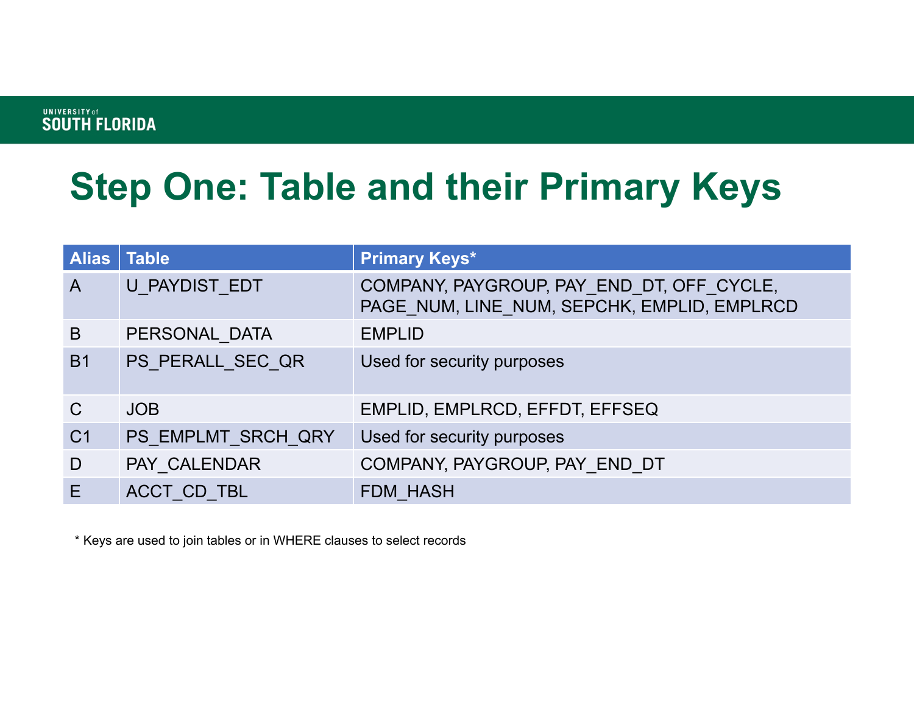# Step One: Table and their Primary Keys

| Alias | Table | Primary Keys* |
|---|---|---|
| A | U_PAYDIST_EDT | COMPANY, PAYGROUP, PAY_END_DT, OFF_CYCLE, PAGE_NUM, LINE_NUM, SEPCHK, EMPLID, EMPLRCD |
| B | PERSONAL_DATA | EMPLID |
| B1 | PS_PERALL_SEC_QR | Used for security purposes |
| C | JOB | EMPLID, EMPLRCD, EFFDT, EFFSEQ |
| C1 | PS_EMPLMT_SRCH_QRY | Used for security purposes |
| D | PAY_CALENDAR | COMPANY, PAYGROUP, PAY_END_DT |
| E | ACCT_CD_TBL | FDM_HASH |

* Keys are used to join tables or in WHERE clauses to select records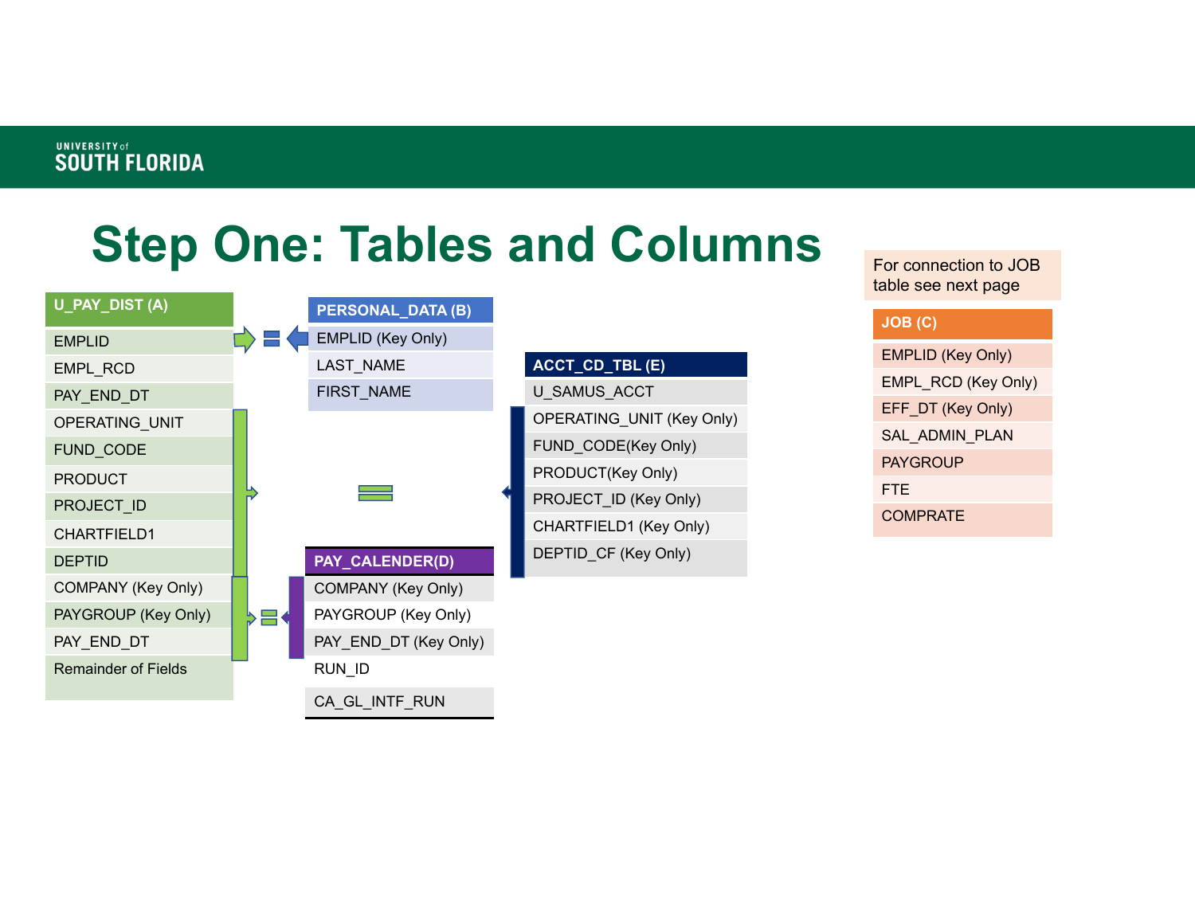# Step One: Tables and Columns

For connection to JOB table see next page

| U_PAY_DIST (A) |
| --- |
| EMPLID |
| EMPL_RCD |
| PAY_END_DT |
| OPERATING_UNIT |
| FUND_CODE |
| PRODUCT |
| PROJECT_ID |
| CHARTFIELD1 |
| DEPTID |
| COMPANY (Key Only) |
| PAYGROUP (Key Only) |
| PAY_END_DT |
| Remainder of Fields |

| PERSONAL_DATA (B) |
| --- |
| EMPLID (Key Only) |
| LAST_NAME |
| FIRST_NAME |

| ACCT_CD_TBL (E) |
| --- |
| U_SAMUS_ACCT |
| OPERATING_UNIT (Key Only) |
| FUND_CODE(Key Only) |
| PRODUCT(Key Only) |
| PROJECT_ID (Key Only) |
| CHARTFIELD1 (Key Only) |
| DEPTID_CF (Key Only) |

| PAY_CALENDER(D) |
| --- |
| COMPANY (Key Only) |
| PAYGROUP (Key Only) |
| PAY_END_DT (Key Only) |
| RUN_ID |
| CA_GL_INTF_RUN |

| JOB (C) |
| --- |
| EMPLID (Key Only) |
| EMPL_RCD (Key Only) |
| EFF_DT (Key Only) |
| SAL_ADMIN_PLAN |
| PAYGROUP |
| FTE |
| COMPRATE |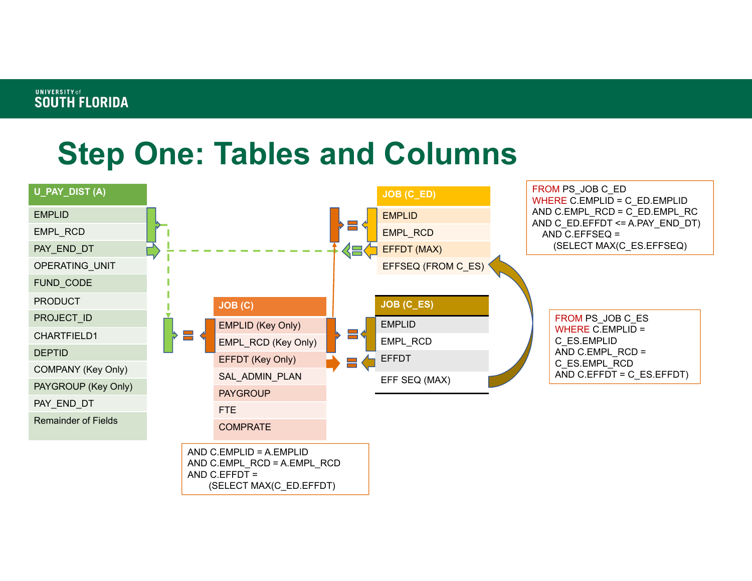# Step One: Tables and Columns

| U_PAY_DIST (A) |
|---|
| EMPLID |
| EMPL_RCD |
| PAY_END_DT |
| OPERATING_UNIT |
| FUND_CODE |
| PRODUCT |
| PROJECT_ID |
| CHARTFIELD1 |
| DEPTID |
| COMPANY (Key Only) |
| PAYGROUP (Key Only) |
| PAY_END_DT |
| Remainder of Fields |

| JOB (C) |
|---|
| EMPLID (Key Only) |
| EMPL_RCD (Key Only) |
| EFFDT (Key Only) |
| SAL_ADMIN_PLAN |
| PAYGROUP |
| FTE |
| COMPRATE |

```
AND C.EMPLID = A.EMPLID
AND C.EMPL_RCD = A.EMPL_RCD
AND C.EFFDT =
    (SELECT MAX(C_ED.EFFDT)
```

| JOB (C_ED) |
|---|
| EMPLID |
| EMPL_RCD |
| EFFDT (MAX) |
| EFFSEQ (FROM C_ES) |

```
FROM PS_JOB C_ED
WHERE C.EMPLID = C_ED.EMPLID
AND C.EMPL_RCD = C_ED.EMPL_RC
AND C_ED.EFFDT <= A.PAY_END_DT)
  AND C.EFFSEQ =
    (SELECT MAX(C_ES.EFFSEQ)
```

| JOB (C_ES) |
|---|
| EMPLID |
| EMPL_RCD |
| EFFDT |
| EFF SEQ (MAX) |

```
FROM PS_JOB C_ES
WHERE C.EMPLID =
C_ES.EMPLID
AND C.EMPL_RCD =
C_ES.EMPL_RCD
AND C.EFFDT = C_ES.EFFDT)
```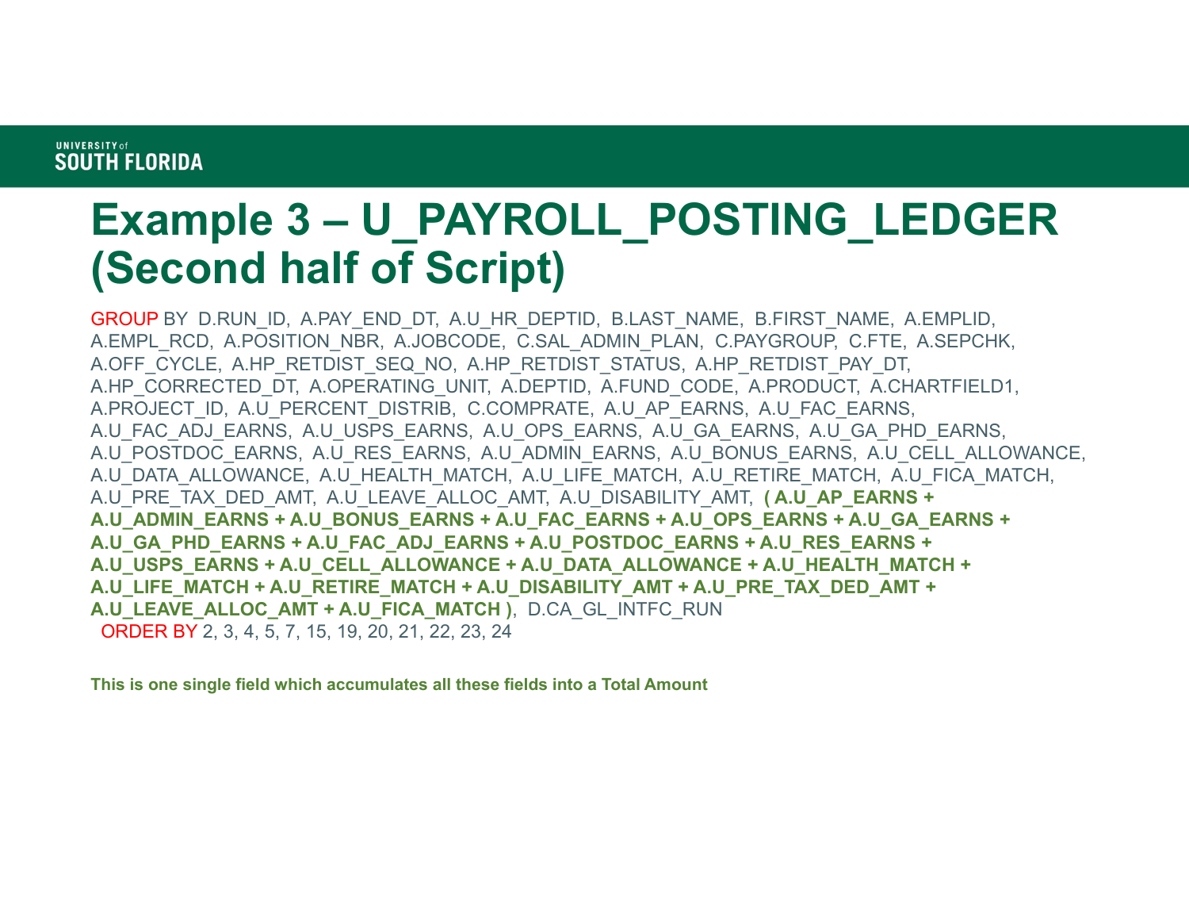# Example 3 – U_PAYROLL_POSTING_LEDGER (Second half of Script)

```
GROUP BY D.RUN_ID, A.PAY_END_DT, A.U_HR_DEPTID, B.LAST_NAME, B.FIRST_NAME, A.EMPLID,
A.EMPL_RCD, A.POSITION_NBR, A.JOBCODE, C.SAL_ADMIN_PLAN, C.PAYGROUP, C.FTE, A.SEPCHK,
A.OFF_CYCLE, A.HP_RETDIST_SEQ_NO, A.HP_RETDIST_STATUS, A.HP_RETDIST_PAY_DT,
A.HP_CORRECTED_DT, A.OPERATING_UNIT, A.DEPTID, A.FUND_CODE, A.PRODUCT, A.CHARTFIELD1,
A.PROJECT_ID, A.U_PERCENT_DISTRIB, C.COMPRATE, A.U_AP_EARNS, A.U_FAC_EARNS,
A.U_FAC_ADJ_EARNS, A.U_USPS_EARNS, A.U_OPS_EARNS, A.U_GA_EARNS, A.U_GA_PHD_EARNS,
A.U_POSTDOC_EARNS, A.U_RES_EARNS, A.U_ADMIN_EARNS, A.U_BONUS_EARNS, A.U_CELL_ALLOWANCE,
A.U_DATA_ALLOWANCE, A.U_HEALTH_MATCH, A.U_LIFE_MATCH, A.U_RETIRE_MATCH, A.U_FICA_MATCH,
A.U_PRE_TAX_DED_AMT, A.U_LEAVE_ALLOC_AMT, A.U_DISABILITY_AMT, ( A.U_AP_EARNS +
A.U_ADMIN_EARNS + A.U_BONUS_EARNS + A.U_FAC_EARNS + A.U_OPS_EARNS + A.U_GA_EARNS +
A.U_GA_PHD_EARNS + A.U_FAC_ADJ_EARNS + A.U_POSTDOC_EARNS + A.U_RES_EARNS +
A.U_USPS_EARNS + A.U_CELL_ALLOWANCE + A.U_DATA_ALLOWANCE + A.U_HEALTH_MATCH +
A.U_LIFE_MATCH + A.U_RETIRE_MATCH + A.U_DISABILITY_AMT + A.U_PRE_TAX_DED_AMT +
A.U_LEAVE_ALLOC_AMT + A.U_FICA_MATCH ), D.CA_GL_INTFC_RUN
 ORDER BY 2, 3, 4, 5, 7, 15, 19, 20, 21, 22, 23, 24
```

**This is one single field which accumulates all these fields into a Total Amount**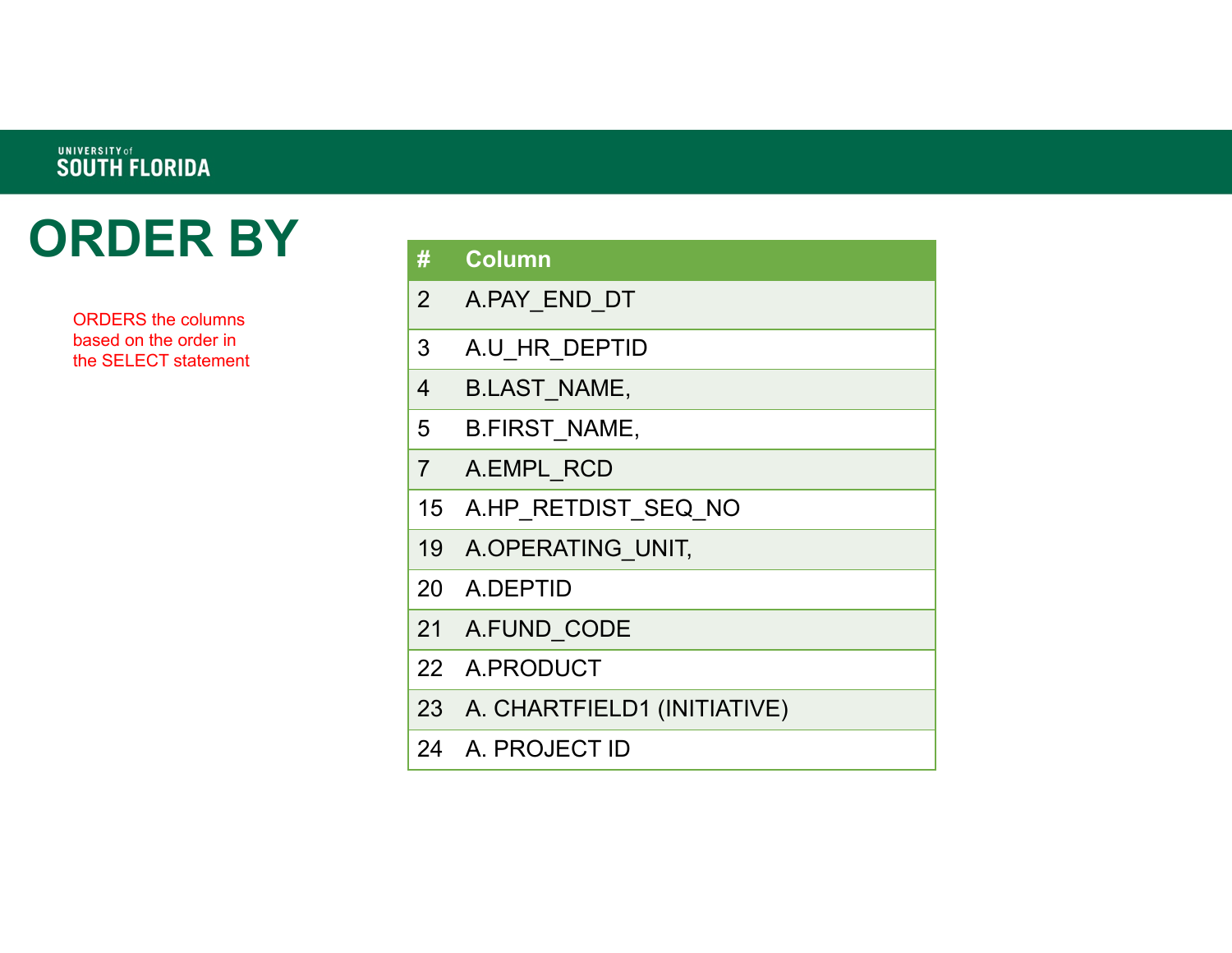# ORDER BY

ORDERS the columns based on the order in the SELECT statement

| # | Column |
|---|---|
| 2 | A.PAY_END_DT |
| 3 | A.U_HR_DEPTID |
| 4 | B.LAST_NAME, |
| 5 | B.FIRST_NAME, |
| 7 | A.EMPL_RCD |
| 15 | A.HP_RETDIST_SEQ_NO |
| 19 | A.OPERATING_UNIT, |
| 20 | A.DEPTID |
| 21 | A.FUND_CODE |
| 22 | A.PRODUCT |
| 23 | A. CHARTFIELD1 (INITIATIVE) |
| 24 | A. PROJECT ID |